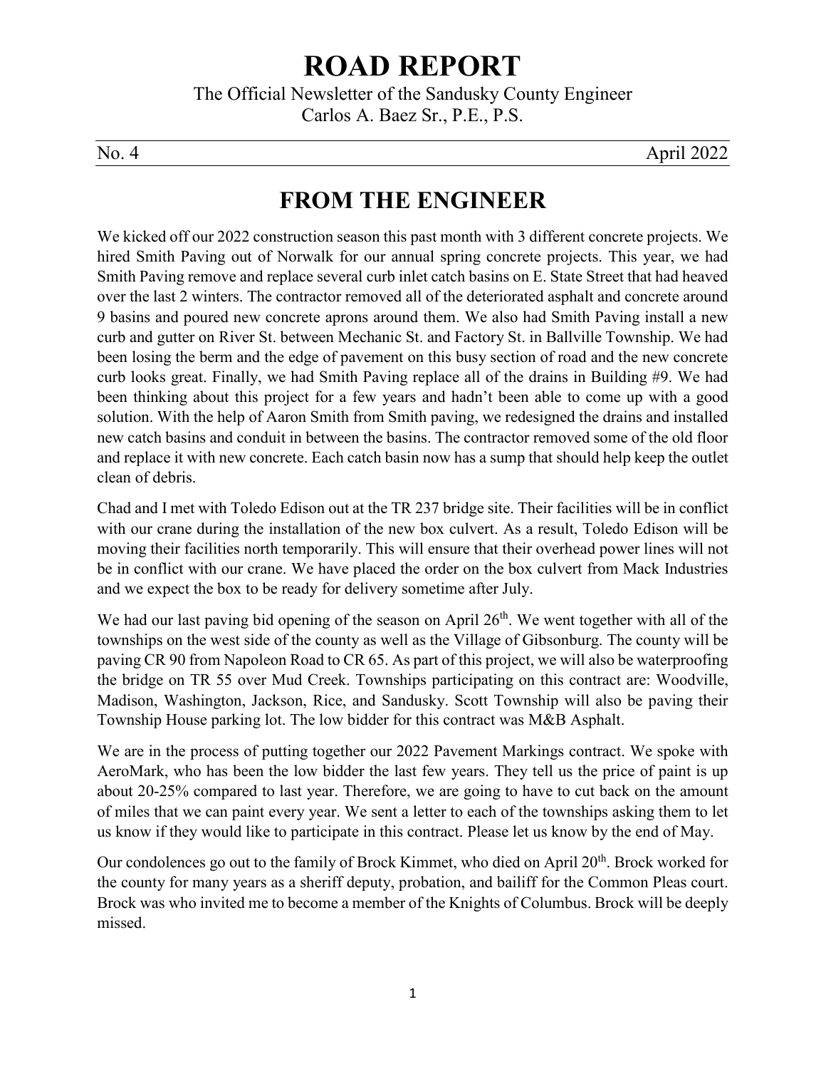# ROAD REPORT

The Official Newsletter of the Sandusky County Engineer
Carlos A. Baez Sr., P.E., P.S.

No. 4 April 2022

## FROM THE ENGINEER

We kicked off our 2022 construction season this past month with 3 different concrete projects. We hired Smith Paving out of Norwalk for our annual spring concrete projects. This year, we had Smith Paving remove and replace several curb inlet catch basins on E. State Street that had heaved over the last 2 winters. The contractor removed all of the deteriorated asphalt and concrete around 9 basins and poured new concrete aprons around them. We also had Smith Paving install a new curb and gutter on River St. between Mechanic St. and Factory St. in Ballville Township. We had been losing the berm and the edge of pavement on this busy section of road and the new concrete curb looks great. Finally, we had Smith Paving replace all of the drains in Building #9. We had been thinking about this project for a few years and hadn't been able to come up with a good solution. With the help of Aaron Smith from Smith paving, we redesigned the drains and installed new catch basins and conduit in between the basins. The contractor removed some of the old floor and replace it with new concrete. Each catch basin now has a sump that should help keep the outlet clean of debris.

Chad and I met with Toledo Edison out at the TR 237 bridge site. Their facilities will be in conflict with our crane during the installation of the new box culvert. As a result, Toledo Edison will be moving their facilities north temporarily. This will ensure that their overhead power lines will not be in conflict with our crane. We have placed the order on the box culvert from Mack Industries and we expect the box to be ready for delivery sometime after July.

We had our last paving bid opening of the season on April 26th. We went together with all of the townships on the west side of the county as well as the Village of Gibsonburg. The county will be paving CR 90 from Napoleon Road to CR 65. As part of this project, we will also be waterproofing the bridge on TR 55 over Mud Creek. Townships participating on this contract are: Woodville, Madison, Washington, Jackson, Rice, and Sandusky. Scott Township will also be paving their Township House parking lot. The low bidder for this contract was M&B Asphalt.

We are in the process of putting together our 2022 Pavement Markings contract. We spoke with AeroMark, who has been the low bidder the last few years. They tell us the price of paint is up about 20-25% compared to last year. Therefore, we are going to have to cut back on the amount of miles that we can paint every year. We sent a letter to each of the townships asking them to let us know if they would like to participate in this contract. Please let us know by the end of May.

Our condolences go out to the family of Brock Kimmet, who died on April 20th. Brock worked for the county for many years as a sheriff deputy, probation, and bailiff for the Common Pleas court. Brock was who invited me to become a member of the Knights of Columbus. Brock will be deeply missed.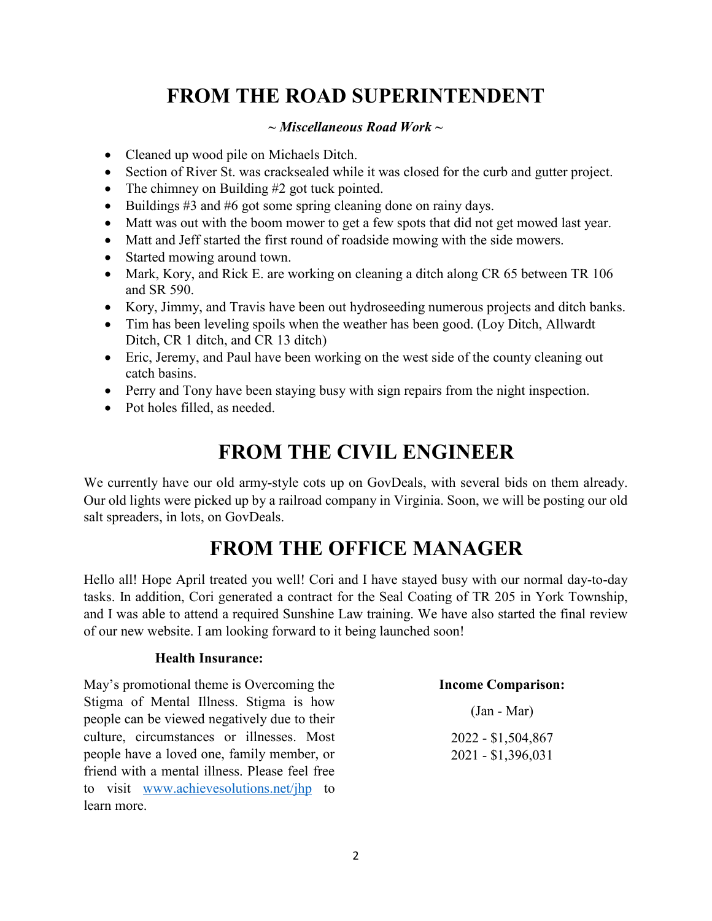# FROM THE ROAD SUPERINTENDENT

***~ Miscellaneous Road Work ~***

- Cleaned up wood pile on Michaels Ditch.
- Section of River St. was cracksealed while it was closed for the curb and gutter project.
- The chimney on Building #2 got tuck pointed.
- Buildings #3 and #6 got some spring cleaning done on rainy days.
- Matt was out with the boom mower to get a few spots that did not get mowed last year.
- Matt and Jeff started the first round of roadside mowing with the side mowers.
- Started mowing around town.
- Mark, Kory, and Rick E. are working on cleaning a ditch along CR 65 between TR 106 and SR 590.
- Kory, Jimmy, and Travis have been out hydroseeding numerous projects and ditch banks.
- Tim has been leveling spoils when the weather has been good. (Loy Ditch, Allwardt Ditch, CR 1 ditch, and CR 13 ditch)
- Eric, Jeremy, and Paul have been working on the west side of the county cleaning out catch basins.
- Perry and Tony have been staying busy with sign repairs from the night inspection.
- Pot holes filled, as needed.

# FROM THE CIVIL ENGINEER

We currently have our old army-style cots up on GovDeals, with several bids on them already. Our old lights were picked up by a railroad company in Virginia. Soon, we will be posting our old salt spreaders, in lots, on GovDeals.

# FROM THE OFFICE MANAGER

Hello all! Hope April treated you well! Cori and I have stayed busy with our normal day-to-day tasks. In addition, Cori generated a contract for the Seal Coating of TR 205 in York Township, and I was able to attend a required Sunshine Law training. We have also started the final review of our new website. I am looking forward to it being launched soon!

**Health Insurance:**

May's promotional theme is Overcoming the Stigma of Mental Illness. Stigma is how people can be viewed negatively due to their culture, circumstances or illnesses. Most people have a loved one, family member, or friend with a mental illness. Please feel free to visit www.achievesolutions.net/jhp to learn more.

**Income Comparison:**

(Jan - Mar)

2022 - $1,504,867
2021 - $1,396,031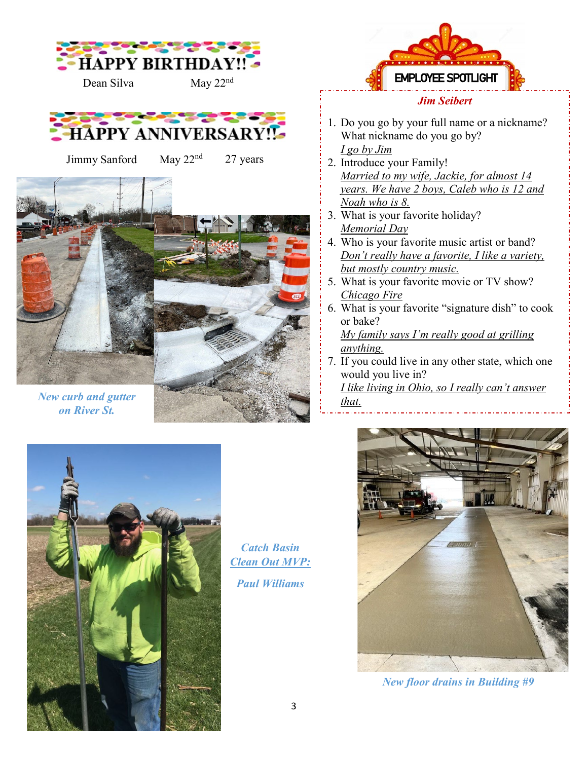## HAPPY BIRTHDAY!!

Dean Silva May 22nd

## HAPPY ANNIVERSARY!!

Jimmy Sanford May 22nd 27 years

*New curb and gutter on River St.*

## EMPLOYEE SPOTLIGHT

***Jim Seibert***

1. Do you go by your full name or a nickname? What nickname do you go by?
   *I go by Jim*
2. Introduce your Family!
   *Married to my wife, Jackie, for almost 14 years. We have 2 boys, Caleb who is 12 and Noah who is 8.*
3. What is your favorite holiday?
   *Memorial Day*
4. Who is your favorite music artist or band?
   *Don't really have a favorite, I like a variety, but mostly country music.*
5. What is your favorite movie or TV show?
   *Chicago Fire*
6. What is your favorite "signature dish" to cook or bake?
   *My family says I'm really good at grilling anything.*
7. If you could live in any other state, which one would you live in?
   *I like living in Ohio, so I really can't answer that.*

***Catch Basin Clean Out MVP:***

***Paul Williams***

*New floor drains in Building #9*